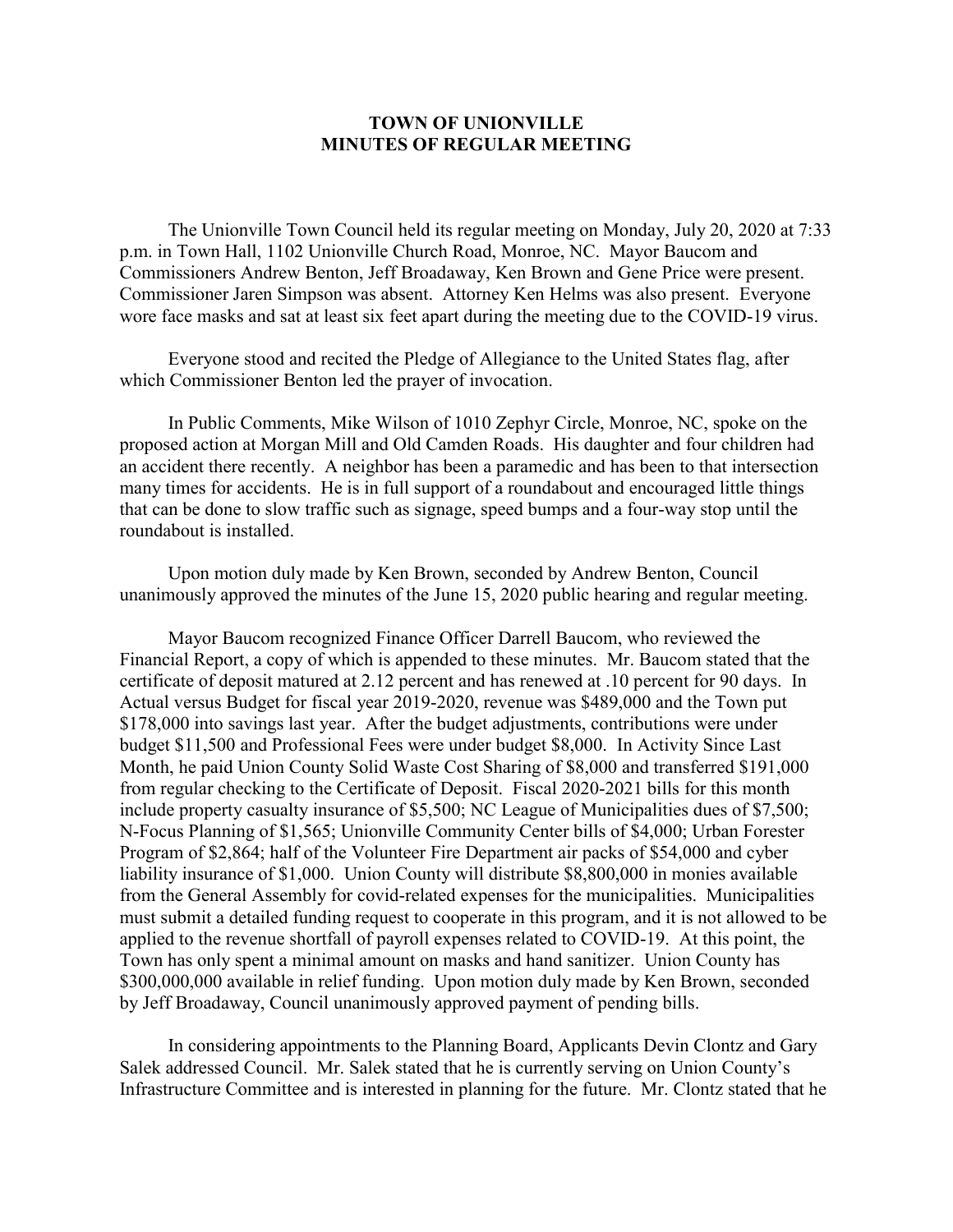# TOWN OF UNIONVILLE
# MINUTES OF REGULAR MEETING

The Unionville Town Council held its regular meeting on Monday, July 20, 2020 at 7:33 p.m. in Town Hall, 1102 Unionville Church Road, Monroe, NC. Mayor Baucom and Commissioners Andrew Benton, Jeff Broadaway, Ken Brown and Gene Price were present. Commissioner Jaren Simpson was absent. Attorney Ken Helms was also present. Everyone wore face masks and sat at least six feet apart during the meeting due to the COVID-19 virus.

Everyone stood and recited the Pledge of Allegiance to the United States flag, after which Commissioner Benton led the prayer of invocation.

In Public Comments, Mike Wilson of 1010 Zephyr Circle, Monroe, NC, spoke on the proposed action at Morgan Mill and Old Camden Roads. His daughter and four children had an accident there recently. A neighbor has been a paramedic and has been to that intersection many times for accidents. He is in full support of a roundabout and encouraged little things that can be done to slow traffic such as signage, speed bumps and a four-way stop until the roundabout is installed.

Upon motion duly made by Ken Brown, seconded by Andrew Benton, Council unanimously approved the minutes of the June 15, 2020 public hearing and regular meeting.

Mayor Baucom recognized Finance Officer Darrell Baucom, who reviewed the Financial Report, a copy of which is appended to these minutes. Mr. Baucom stated that the certificate of deposit matured at 2.12 percent and has renewed at .10 percent for 90 days. In Actual versus Budget for fiscal year 2019-2020, revenue was $489,000 and the Town put $178,000 into savings last year. After the budget adjustments, contributions were under budget $11,500 and Professional Fees were under budget $8,000. In Activity Since Last Month, he paid Union County Solid Waste Cost Sharing of $8,000 and transferred $191,000 from regular checking to the Certificate of Deposit. Fiscal 2020-2021 bills for this month include property casualty insurance of $5,500; NC League of Municipalities dues of $7,500; N-Focus Planning of $1,565; Unionville Community Center bills of $4,000; Urban Forester Program of $2,864; half of the Volunteer Fire Department air packs of $54,000 and cyber liability insurance of $1,000. Union County will distribute $8,800,000 in monies available from the General Assembly for covid-related expenses for the municipalities. Municipalities must submit a detailed funding request to cooperate in this program, and it is not allowed to be applied to the revenue shortfall of payroll expenses related to COVID-19. At this point, the Town has only spent a minimal amount on masks and hand sanitizer. Union County has $300,000,000 available in relief funding. Upon motion duly made by Ken Brown, seconded by Jeff Broadaway, Council unanimously approved payment of pending bills.

In considering appointments to the Planning Board, Applicants Devin Clontz and Gary Salek addressed Council. Mr. Salek stated that he is currently serving on Union County's Infrastructure Committee and is interested in planning for the future. Mr. Clontz stated that he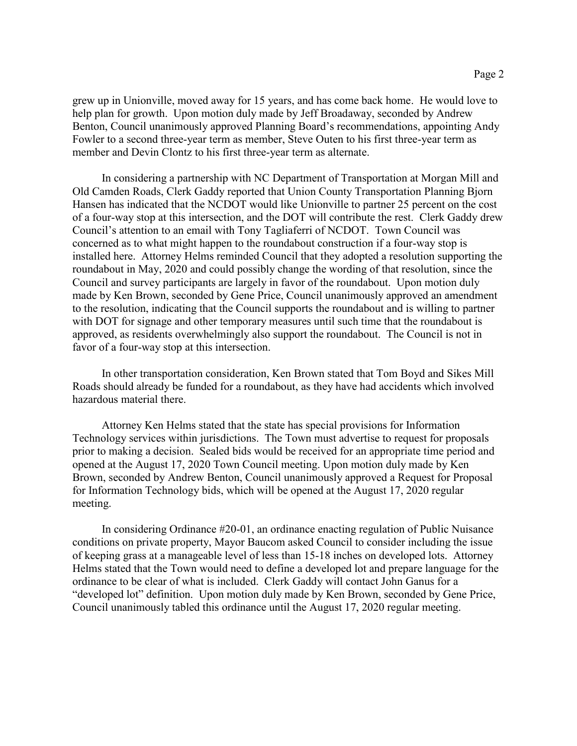grew up in Unionville, moved away for 15 years, and has come back home. He would love to help plan for growth. Upon motion duly made by Jeff Broadaway, seconded by Andrew Benton, Council unanimously approved Planning Board's recommendations, appointing Andy Fowler to a second three-year term as member, Steve Outen to his first three-year term as member and Devin Clontz to his first three-year term as alternate.

In considering a partnership with NC Department of Transportation at Morgan Mill and Old Camden Roads, Clerk Gaddy reported that Union County Transportation Planning Bjorn Hansen has indicated that the NCDOT would like Unionville to partner 25 percent on the cost of a four-way stop at this intersection, and the DOT will contribute the rest. Clerk Gaddy drew Council's attention to an email with Tony Tagliaferri of NCDOT. Town Council was concerned as to what might happen to the roundabout construction if a four-way stop is installed here. Attorney Helms reminded Council that they adopted a resolution supporting the roundabout in May, 2020 and could possibly change the wording of that resolution, since the Council and survey participants are largely in favor of the roundabout. Upon motion duly made by Ken Brown, seconded by Gene Price, Council unanimously approved an amendment to the resolution, indicating that the Council supports the roundabout and is willing to partner with DOT for signage and other temporary measures until such time that the roundabout is approved, as residents overwhelmingly also support the roundabout. The Council is not in favor of a four-way stop at this intersection.

In other transportation consideration, Ken Brown stated that Tom Boyd and Sikes Mill Roads should already be funded for a roundabout, as they have had accidents which involved hazardous material there.

Attorney Ken Helms stated that the state has special provisions for Information Technology services within jurisdictions. The Town must advertise to request for proposals prior to making a decision. Sealed bids would be received for an appropriate time period and opened at the August 17, 2020 Town Council meeting. Upon motion duly made by Ken Brown, seconded by Andrew Benton, Council unanimously approved a Request for Proposal for Information Technology bids, which will be opened at the August 17, 2020 regular meeting.

In considering Ordinance #20-01, an ordinance enacting regulation of Public Nuisance conditions on private property, Mayor Baucom asked Council to consider including the issue of keeping grass at a manageable level of less than 15-18 inches on developed lots. Attorney Helms stated that the Town would need to define a developed lot and prepare language for the ordinance to be clear of what is included. Clerk Gaddy will contact John Ganus for a "developed lot" definition. Upon motion duly made by Ken Brown, seconded by Gene Price, Council unanimously tabled this ordinance until the August 17, 2020 regular meeting.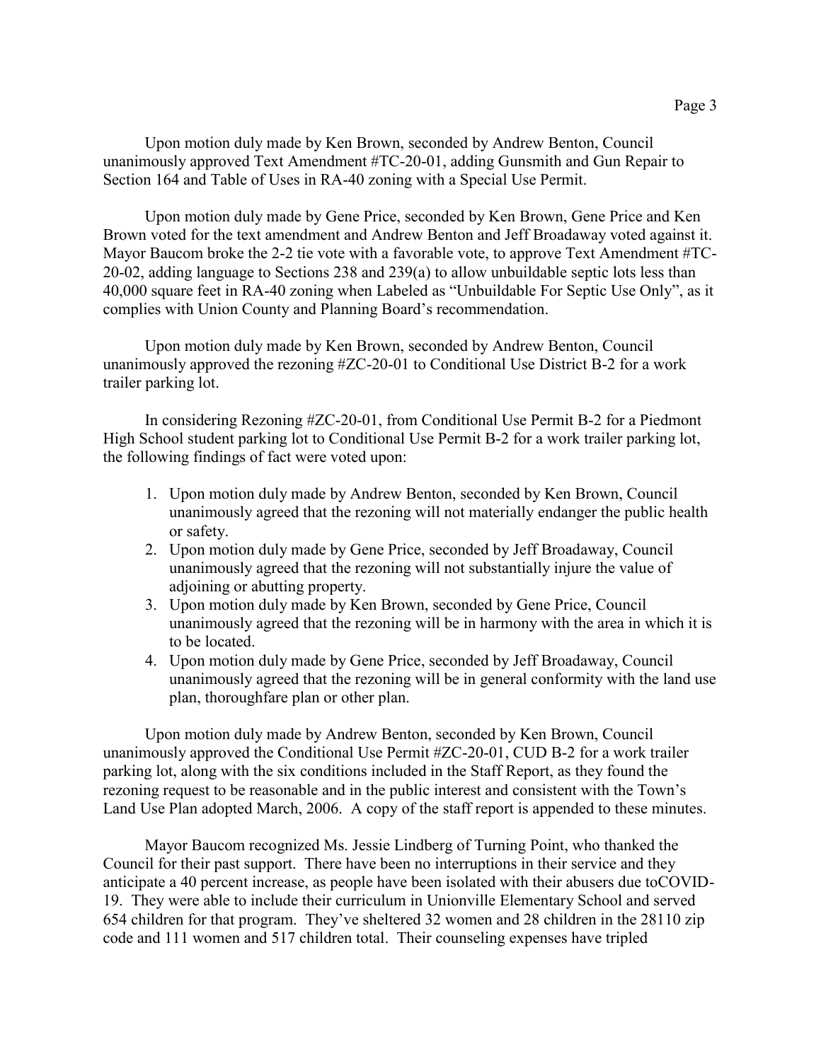Upon motion duly made by Ken Brown, seconded by Andrew Benton, Council unanimously approved Text Amendment #TC-20-01, adding Gunsmith and Gun Repair to Section 164 and Table of Uses in RA-40 zoning with a Special Use Permit.

Upon motion duly made by Gene Price, seconded by Ken Brown, Gene Price and Ken Brown voted for the text amendment and Andrew Benton and Jeff Broadaway voted against it. Mayor Baucom broke the 2-2 tie vote with a favorable vote, to approve Text Amendment #TC-20-02, adding language to Sections 238 and 239(a) to allow unbuildable septic lots less than 40,000 square feet in RA-40 zoning when Labeled as "Unbuildable For Septic Use Only", as it complies with Union County and Planning Board's recommendation.

Upon motion duly made by Ken Brown, seconded by Andrew Benton, Council unanimously approved the rezoning #ZC-20-01 to Conditional Use District B-2 for a work trailer parking lot.

In considering Rezoning #ZC-20-01, from Conditional Use Permit B-2 for a Piedmont High School student parking lot to Conditional Use Permit B-2 for a work trailer parking lot, the following findings of fact were voted upon:

1. Upon motion duly made by Andrew Benton, seconded by Ken Brown, Council unanimously agreed that the rezoning will not materially endanger the public health or safety.
2. Upon motion duly made by Gene Price, seconded by Jeff Broadaway, Council unanimously agreed that the rezoning will not substantially injure the value of adjoining or abutting property.
3. Upon motion duly made by Ken Brown, seconded by Gene Price, Council unanimously agreed that the rezoning will be in harmony with the area in which it is to be located.
4. Upon motion duly made by Gene Price, seconded by Jeff Broadaway, Council unanimously agreed that the rezoning will be in general conformity with the land use plan, thoroughfare plan or other plan.

Upon motion duly made by Andrew Benton, seconded by Ken Brown, Council unanimously approved the Conditional Use Permit #ZC-20-01, CUD B-2 for a work trailer parking lot, along with the six conditions included in the Staff Report, as they found the rezoning request to be reasonable and in the public interest and consistent with the Town's Land Use Plan adopted March, 2006. A copy of the staff report is appended to these minutes.

Mayor Baucom recognized Ms. Jessie Lindberg of Turning Point, who thanked the Council for their past support. There have been no interruptions in their service and they anticipate a 40 percent increase, as people have been isolated with their abusers due toCOVID-19. They were able to include their curriculum in Unionville Elementary School and served 654 children for that program. They've sheltered 32 women and 28 children in the 28110 zip code and 111 women and 517 children total. Their counseling expenses have tripled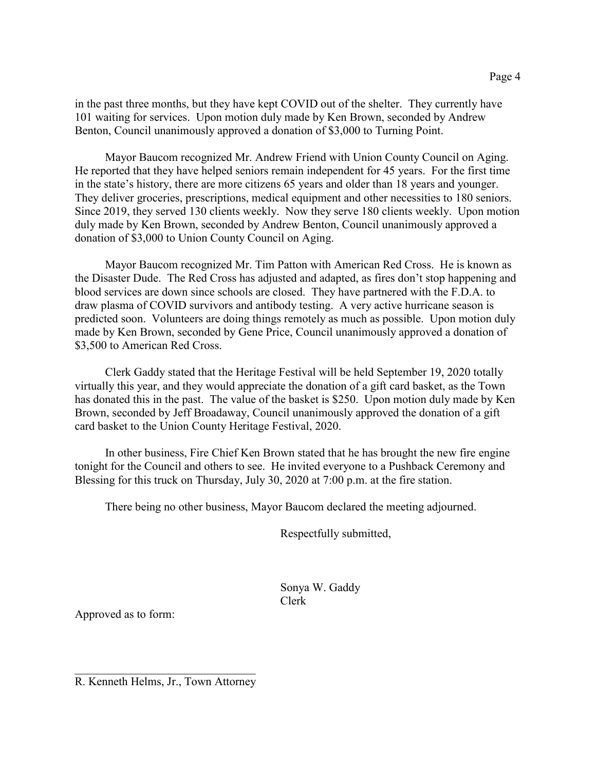in the past three months, but they have kept COVID out of the shelter. They currently have 101 waiting for services. Upon motion duly made by Ken Brown, seconded by Andrew Benton, Council unanimously approved a donation of $3,000 to Turning Point.

Mayor Baucom recognized Mr. Andrew Friend with Union County Council on Aging. He reported that they have helped seniors remain independent for 45 years. For the first time in the state's history, there are more citizens 65 years and older than 18 years and younger. They deliver groceries, prescriptions, medical equipment and other necessities to 180 seniors. Since 2019, they served 130 clients weekly. Now they serve 180 clients weekly. Upon motion duly made by Ken Brown, seconded by Andrew Benton, Council unanimously approved a donation of $3,000 to Union County Council on Aging.

Mayor Baucom recognized Mr. Tim Patton with American Red Cross. He is known as the Disaster Dude. The Red Cross has adjusted and adapted, as fires don't stop happening and blood services are down since schools are closed. They have partnered with the F.D.A. to draw plasma of COVID survivors and antibody testing. A very active hurricane season is predicted soon. Volunteers are doing things remotely as much as possible. Upon motion duly made by Ken Brown, seconded by Gene Price, Council unanimously approved a donation of $3,500 to American Red Cross.

Clerk Gaddy stated that the Heritage Festival will be held September 19, 2020 totally virtually this year, and they would appreciate the donation of a gift card basket, as the Town has donated this in the past. The value of the basket is $250. Upon motion duly made by Ken Brown, seconded by Jeff Broadaway, Council unanimously approved the donation of a gift card basket to the Union County Heritage Festival, 2020.

In other business, Fire Chief Ken Brown stated that he has brought the new fire engine tonight for the Council and others to see. He invited everyone to a Pushback Ceremony and Blessing for this truck on Thursday, July 30, 2020 at 7:00 p.m. at the fire station.

There being no other business, Mayor Baucom declared the meeting adjourned.

Respectfully submitted,

Sonya W. Gaddy
Clerk

Approved as to form:

\_\_\_\_\_\_\_\_\_\_\_\_\_\_\_\_\_\_\_\_\_\_\_\_\_\_\_\_\_\_\_\_
R. Kenneth Helms, Jr., Town Attorney